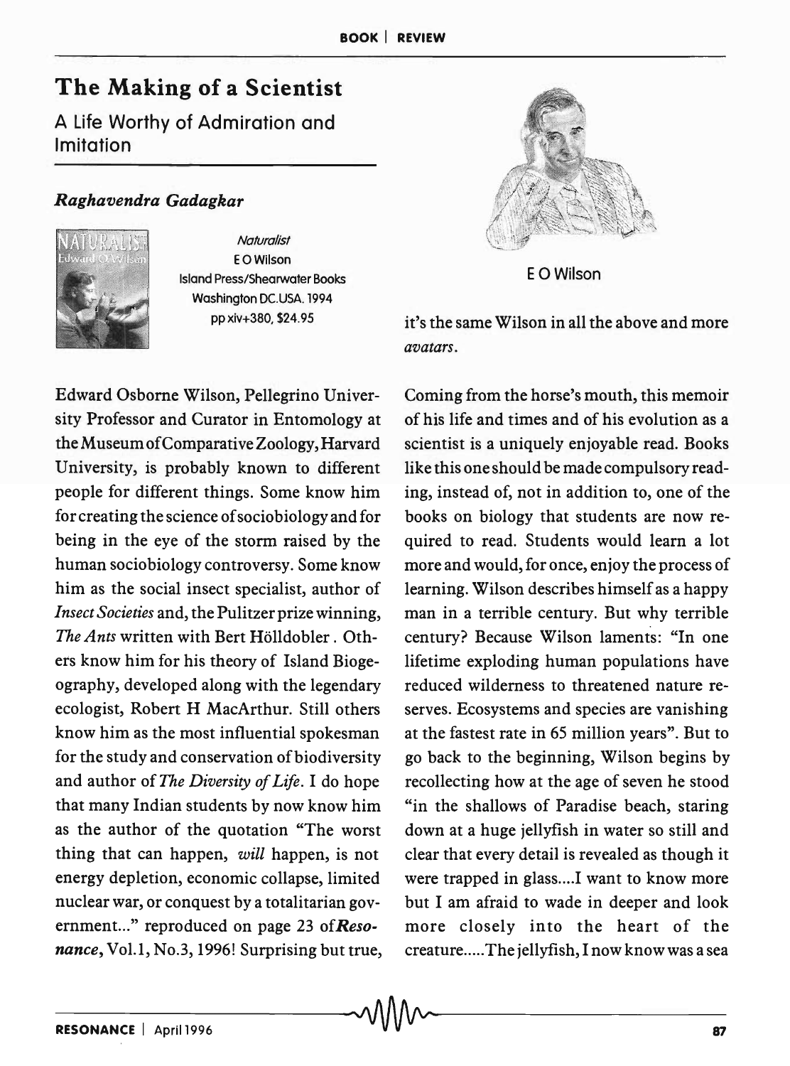# The Making of a Scientist

## A Life Worthy of Admiration and Imitation

***Raghavendra Gadagkar***

*Naturalist*
E O Wilson
Island Press/Shearwater Books
Washington DC.USA. 1994
pp xiv+380, $24.95

E O Wilson

Edward Osborne Wilson, Pellegrino University Professor and Curator in Entomology at the Museum of Comparative Zoology, Harvard University, is probably known to different people for different things. Some know him for creating the science of sociobiology and for being in the eye of the storm raised by the human sociobiology controversy. Some know him as the social insect specialist, author of *Insect Societies* and, the Pulitzer prize winning, *The Ants* written with Bert Hölldobler. Others know him for his theory of Island Biogeography, developed along with the legendary ecologist, Robert H MacArthur. Still others know him as the most influential spokesman for the study and conservation of biodiversity and author of *The Diversity of Life*. I do hope that many Indian students by now know him as the author of the quotation "The worst thing that can happen, *will* happen, is not energy depletion, economic collapse, limited nuclear war, or conquest by a totalitarian government..." reproduced on page 23 of ***Resonance***, Vol.1, No.3, 1996! Surprising but true, it's the same Wilson in all the above and more *avatars*.

Coming from the horse's mouth, this memoir of his life and times and of his evolution as a scientist is a uniquely enjoyable read. Books like this one should be made compulsory reading, instead of, not in addition to, one of the books on biology that students are now required to read. Students would learn a lot more and would, for once, enjoy the process of learning. Wilson describes himself as a happy man in a terrible century. But why terrible century? Because Wilson laments: "In one lifetime exploding human populations have reduced wilderness to threatened nature reserves. Ecosystems and species are vanishing at the fastest rate in 65 million years". But to go back to the beginning, Wilson begins by recollecting how at the age of seven he stood "in the shallows of Paradise beach, staring down at a huge jellyfish in water so still and clear that every detail is revealed as though it were trapped in glass....I want to know more but I am afraid to wade in deeper and look more closely into the heart of the creature.....The jellyfish, I now know was a sea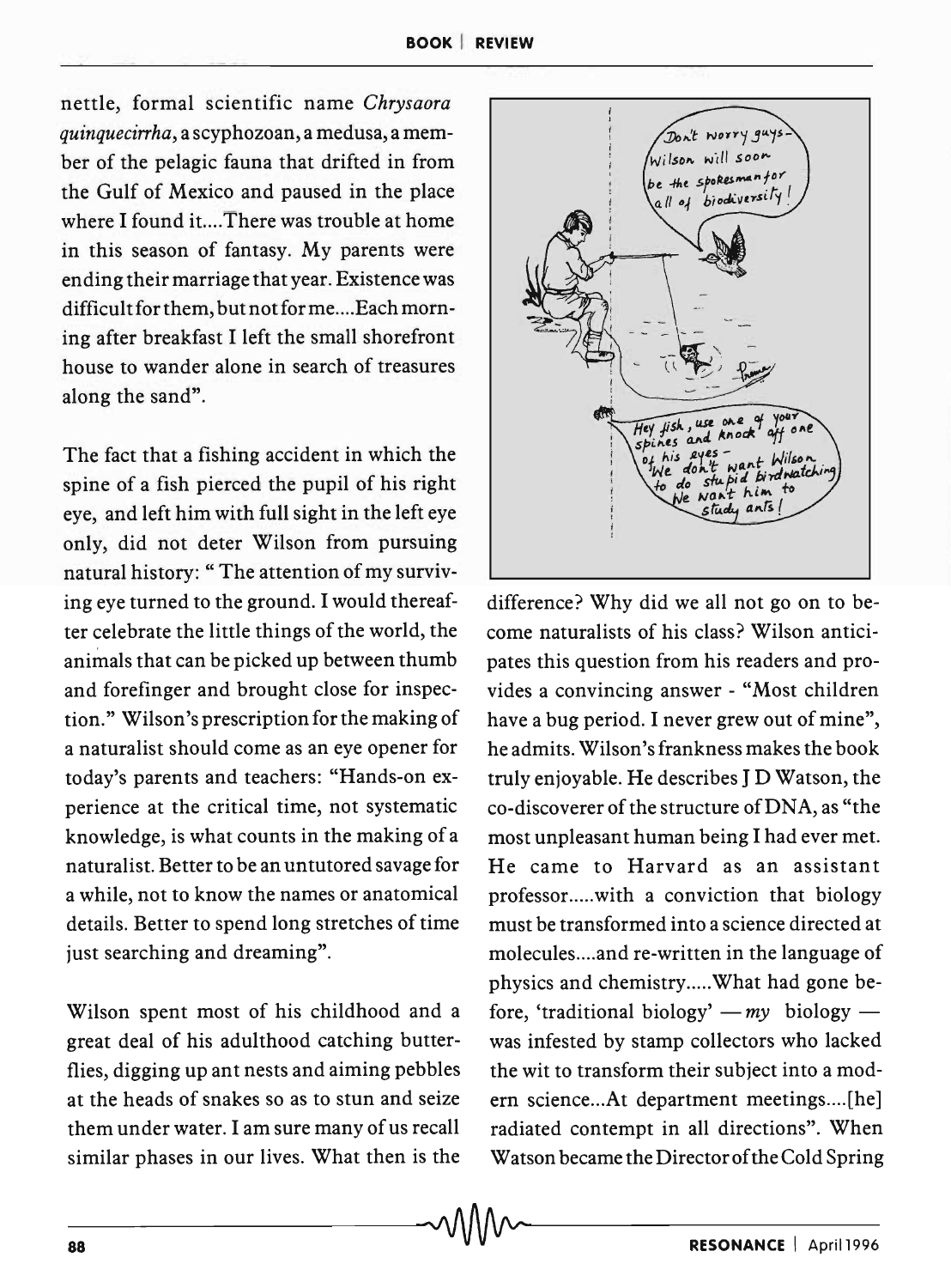nettle, formal scientific name *Chrysaora quinquecirrha*, a scyphozoan, a medusa, a member of the pelagic fauna that drifted in from the Gulf of Mexico and paused in the place where I found it....There was trouble at home in this season of fantasy. My parents were ending their marriage that year. Existence was difficult for them, but not for me....Each morning after breakfast I left the small shorefront house to wander alone in search of treasures along the sand".

The fact that a fishing accident in which the spine of a fish pierced the pupil of his right eye, and left him with full sight in the left eye only, did not deter Wilson from pursuing natural history: " The attention of my surviving eye turned to the ground. I would thereafter celebrate the little things of the world, the animals that can be picked up between thumb and forefinger and brought close for inspection." Wilson's prescription for the making of a naturalist should come as an eye opener for today's parents and teachers: "Hands-on experience at the critical time, not systematic knowledge, is what counts in the making of a naturalist. Better to be an untutored savage for a while, not to know the names or anatomical details. Better to spend long stretches of time just searching and dreaming".

Wilson spent most of his childhood and a great deal of his adulthood catching butterflies, digging up ant nests and aiming pebbles at the heads of snakes so as to stun and seize them under water. I am sure many of us recall similar phases in our lives. What then is the difference? Why did we all not go on to become naturalists of his class? Wilson anticipates this question from his readers and provides a convincing answer - "Most children have a bug period. I never grew out of mine", he admits. Wilson's frankness makes the book truly enjoyable. He describes J D Watson, the co-discoverer of the structure of DNA, as "the most unpleasant human being I had ever met. He came to Harvard as an assistant professor.....with a conviction that biology must be transformed into a science directed at molecules....and re-written in the language of physics and chemistry.....What had gone before, 'traditional biology' — *my* biology — was infested by stamp collectors who lacked the wit to transform their subject into a modern science...At department meetings....[he] radiated contempt in all directions". When Watson became the Director of the Cold Spring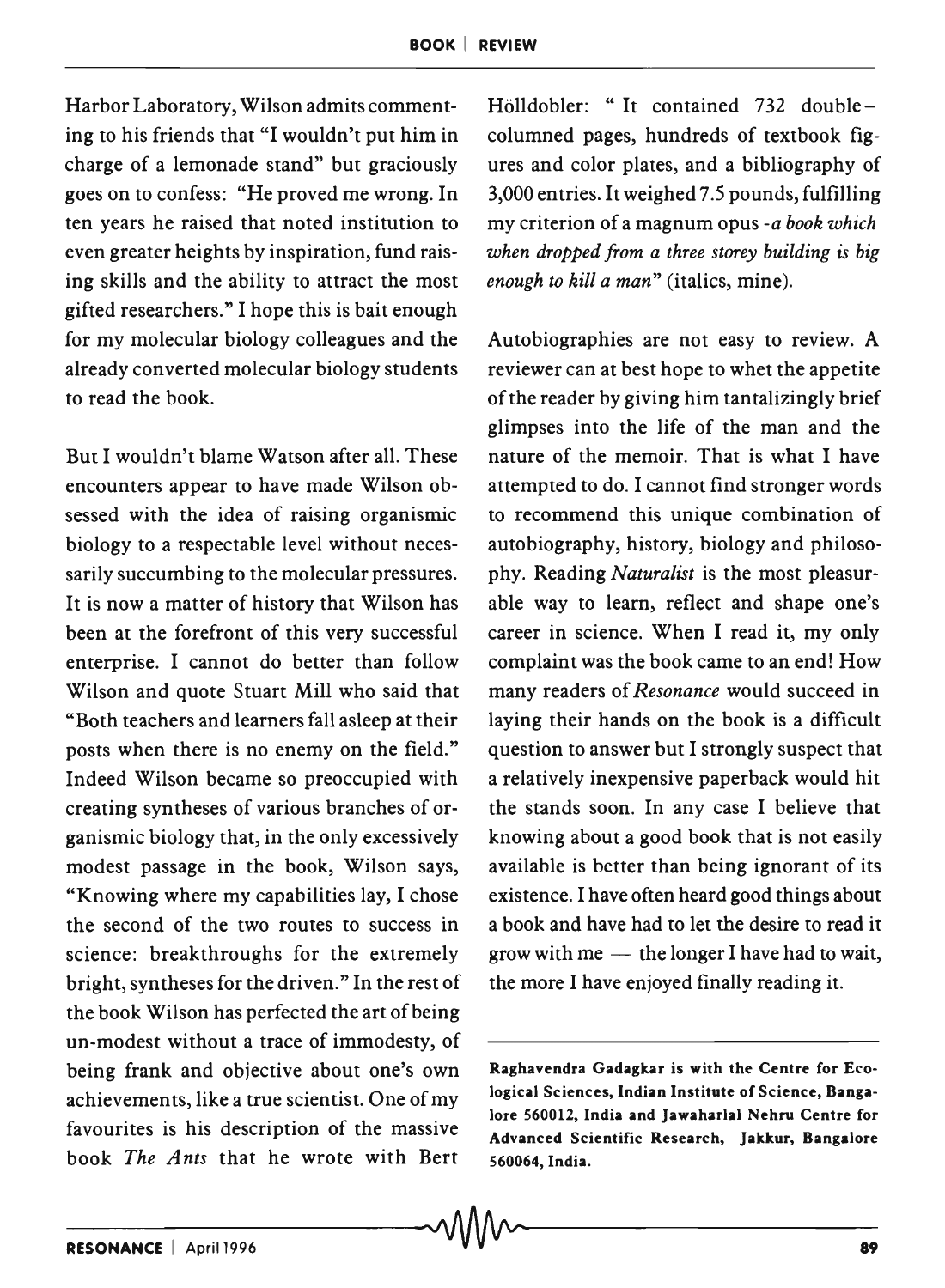Harbor Laboratory, Wilson admits commenting to his friends that "I wouldn't put him in charge of a lemonade stand" but graciously goes on to confess: "He proved me wrong. In ten years he raised that noted institution to even greater heights by inspiration, fund raising skills and the ability to attract the most gifted researchers." I hope this is bait enough for my molecular biology colleagues and the already converted molecular biology students to read the book.

But I wouldn't blame Watson after all. These encounters appear to have made Wilson obsessed with the idea of raising organismic biology to a respectable level without necessarily succumbing to the molecular pressures. It is now a matter of history that Wilson has been at the forefront of this very successful enterprise. I cannot do better than follow Wilson and quote Stuart Mill who said that "Both teachers and learners fall asleep at their posts when there is no enemy on the field." Indeed Wilson became so preoccupied with creating syntheses of various branches of organismic biology that, in the only excessively modest passage in the book, Wilson says, "Knowing where my capabilities lay, I chose the second of the two routes to success in science: breakthroughs for the extremely bright, syntheses for the driven." In the rest of the book Wilson has perfected the art of being un-modest without a trace of immodesty, of being frank and objective about one's own achievements, like a true scientist. One of my favourites is his description of the massive book *The Ants* that he wrote with Bert Hölldobler: " It contained 732 double-columned pages, hundreds of textbook figures and color plates, and a bibliography of 3,000 entries. It weighed 7.5 pounds, fulfilling my criterion of a magnum opus -*a book which when dropped from a three storey building is big enough to kill a man*" (italics, mine).

Autobiographies are not easy to review. A reviewer can at best hope to whet the appetite of the reader by giving him tantalizingly brief glimpses into the life of the man and the nature of the memoir. That is what I have attempted to do. I cannot find stronger words to recommend this unique combination of autobiography, history, biology and philosophy. Reading *Naturalist* is the most pleasurable way to learn, reflect and shape one's career in science. When I read it, my only complaint was the book came to an end! How many readers of *Resonance* would succeed in laying their hands on the book is a difficult question to answer but I strongly suspect that a relatively inexpensive paperback would hit the stands soon. In any case I believe that knowing about a good book that is not easily available is better than being ignorant of its existence. I have often heard good things about a book and have had to let the desire to read it grow with me — the longer I have had to wait, the more I have enjoyed finally reading it.

---

**Raghavendra Gadagkar is with the Centre for Ecological Sciences, Indian Institute of Science, Bangalore 560012, India and Jawaharlal Nehru Centre for Advanced Scientific Research, Jakkur, Bangalore 560064, India.**